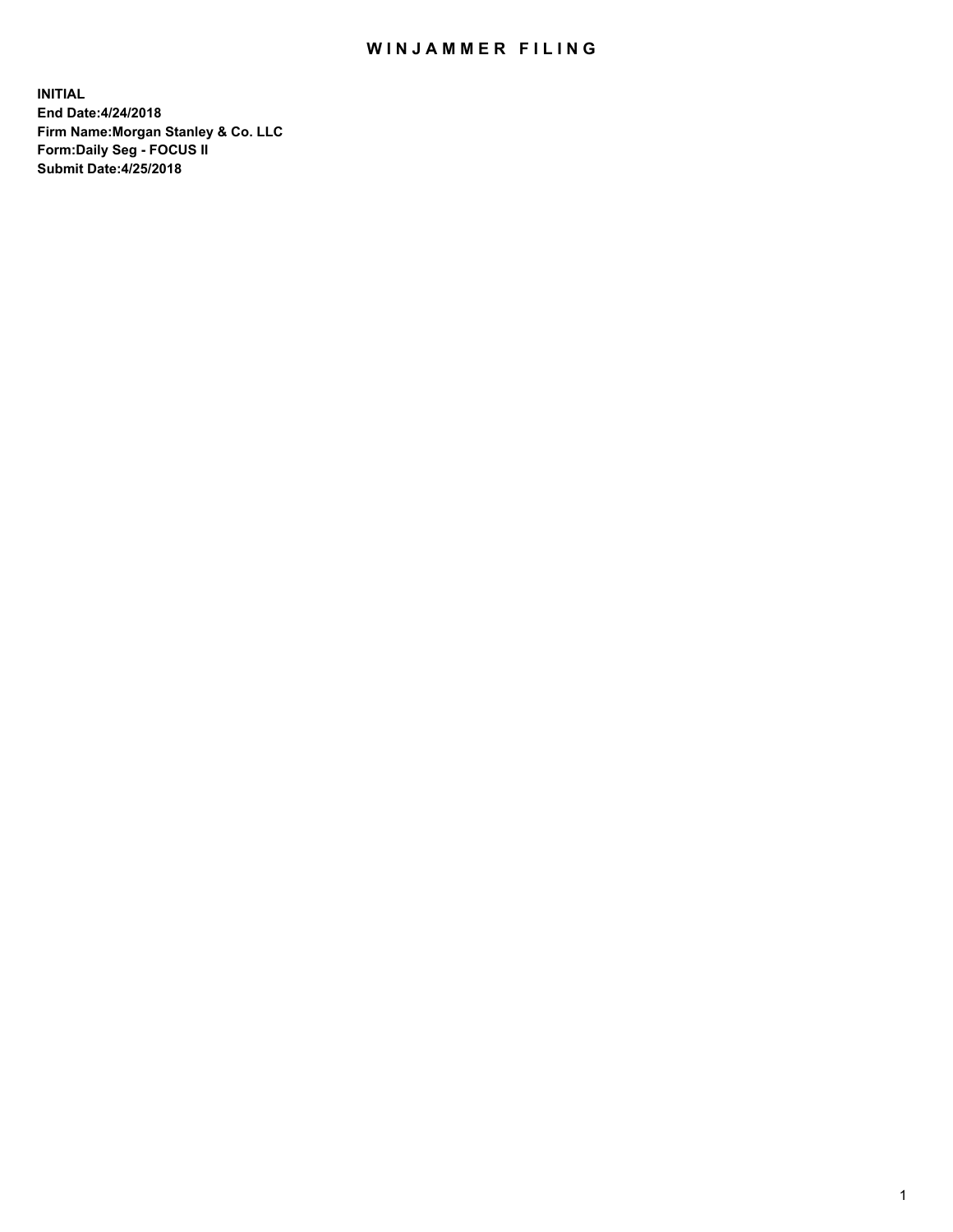# WINJAMMER FILING

**INITIAL**
**End Date:4/24/2018**
**Firm Name:Morgan Stanley & Co. LLC**
**Form:Daily Seg - FOCUS II**
**Submit Date:4/25/2018**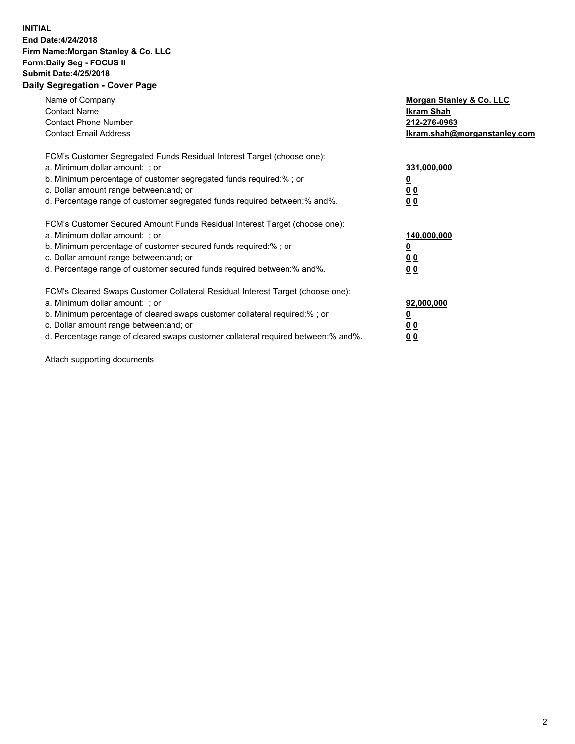**INITIAL**
**End Date:4/24/2018**
**Firm Name:Morgan Stanley & Co. LLC**
**Form:Daily Seg - FOCUS II**
**Submit Date:4/25/2018**

**Daily Segregation - Cover Page**

| | |
|---|---|
| Name of Company | **Morgan Stanley & Co. LLC** |
| Contact Name | **Ikram Shah** |
| Contact Phone Number | **212-276-0963** |
| Contact Email Address | **Ikram.shah@morganstanley.com** |

FCM's Customer Segregated Funds Residual Interest Target (choose one):

| | |
|---|---|
| a. Minimum dollar amount: ; or | **331,000,000** |
| b. Minimum percentage of customer segregated funds required:% ; or | **0** |
| c. Dollar amount range between:and; or | **0 0** |
| d. Percentage range of customer segregated funds required between:% and%. | **0 0** |

FCM's Customer Secured Amount Funds Residual Interest Target (choose one):

| | |
|---|---|
| a. Minimum dollar amount: ; or | **140,000,000** |
| b. Minimum percentage of customer secured funds required:% ; or | **0** |
| c. Dollar amount range between:and; or | **0 0** |
| d. Percentage range of customer secured funds required between:% and%. | **0 0** |

FCM's Cleared Swaps Customer Collateral Residual Interest Target (choose one):

| | |
|---|---|
| a. Minimum dollar amount: ; or | **92,000,000** |
| b. Minimum percentage of cleared swaps customer collateral required:% ; or | **0** |
| c. Dollar amount range between:and; or | **0 0** |
| d. Percentage range of cleared swaps customer collateral required between:% and%. | **0 0** |

Attach supporting documents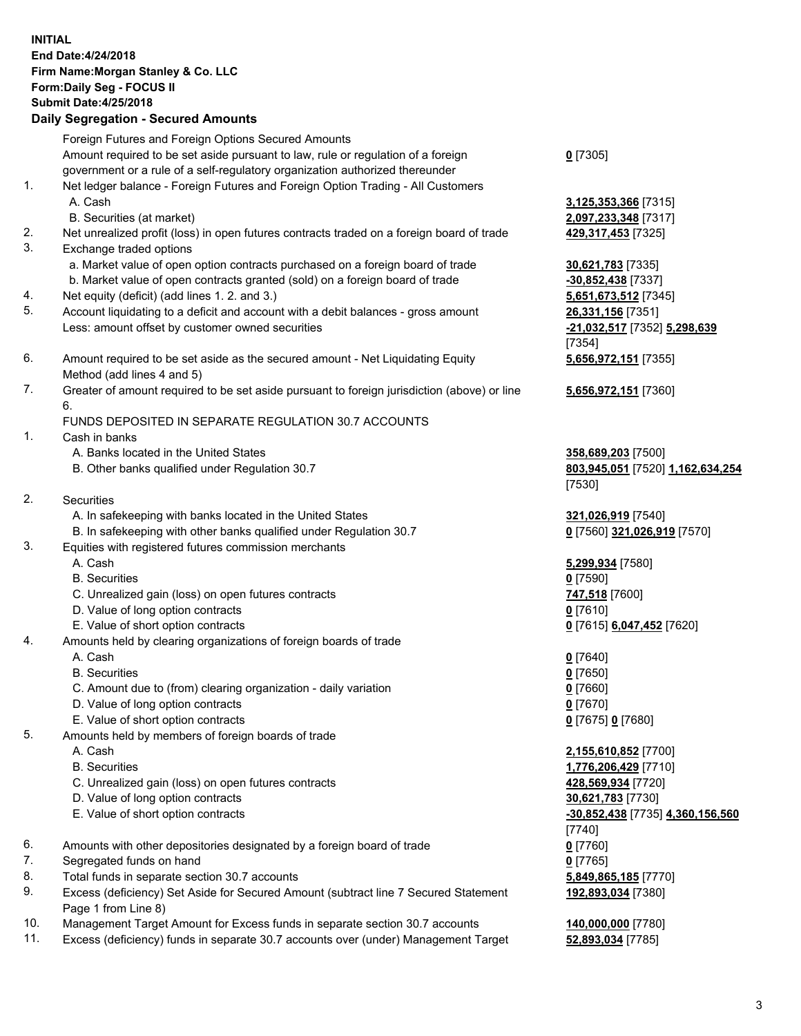**INITIAL**
**End Date:4/24/2018**
**Firm Name:Morgan Stanley & Co. LLC**
**Form:Daily Seg - FOCUS II**
**Submit Date:4/25/2018**

## Daily Segregation - Secured Amounts

| | | |
|---|---|---|
| | Foreign Futures and Foreign Options Secured Amounts | |
| | Amount required to be set aside pursuant to law, rule or regulation of a foreign government or a rule of a self-regulatory organization authorized thereunder | **0** [7305] |
| 1. | Net ledger balance - Foreign Futures and Foreign Option Trading - All Customers | |
| | A. Cash | **3,125,353,366** [7315] |
| | B. Securities (at market) | **2,097,233,348** [7317] |
| 2. | Net unrealized profit (loss) in open futures contracts traded on a foreign board of trade | **429,317,453** [7325] |
| 3. | Exchange traded options | |
| | a. Market value of open option contracts purchased on a foreign board of trade | **30,621,783** [7335] |
| | b. Market value of open contracts granted (sold) on a foreign board of trade | **-30,852,438** [7337] |
| 4. | Net equity (deficit) (add lines 1. 2. and 3.) | **5,651,673,512** [7345] |
| 5. | Account liquidating to a deficit and account with a debit balances - gross amount | **26,331,156** [7351] |
| | Less: amount offset by customer owned securities | **-21,032,517** [7352] **5,298,639** [7354] |
| 6. | Amount required to be set aside as the secured amount - Net Liquidating Equity Method (add lines 4 and 5) | **5,656,972,151** [7355] |
| 7. | Greater of amount required to be set aside pursuant to foreign jurisdiction (above) or line 6. | **5,656,972,151** [7360] |
| | FUNDS DEPOSITED IN SEPARATE REGULATION 30.7 ACCOUNTS | |
| 1. | Cash in banks | |
| | A. Banks located in the United States | **358,689,203** [7500] |
| | B. Other banks qualified under Regulation 30.7 | **803,945,051** [7520] **1,162,634,254** [7530] |
| 2. | Securities | |
| | A. In safekeeping with banks located in the United States | **321,026,919** [7540] |
| | B. In safekeeping with other banks qualified under Regulation 30.7 | **0** [7560] **321,026,919** [7570] |
| 3. | Equities with registered futures commission merchants | |
| | A. Cash | **5,299,934** [7580] |
| | B. Securities | **0** [7590] |
| | C. Unrealized gain (loss) on open futures contracts | **747,518** [7600] |
| | D. Value of long option contracts | **0** [7610] |
| | E. Value of short option contracts | **0** [7615] **6,047,452** [7620] |
| 4. | Amounts held by clearing organizations of foreign boards of trade | |
| | A. Cash | **0** [7640] |
| | B. Securities | **0** [7650] |
| | C. Amount due to (from) clearing organization - daily variation | **0** [7660] |
| | D. Value of long option contracts | **0** [7670] |
| | E. Value of short option contracts | **0** [7675] **0** [7680] |
| 5. | Amounts held by members of foreign boards of trade | |
| | A. Cash | **2,155,610,852** [7700] |
| | B. Securities | **1,776,206,429** [7710] |
| | C. Unrealized gain (loss) on open futures contracts | **428,569,934** [7720] |
| | D. Value of long option contracts | **30,621,783** [7730] |
| | E. Value of short option contracts | **-30,852,438** [7735] **4,360,156,560** [7740] |
| 6. | Amounts with other depositories designated by a foreign board of trade | **0** [7760] |
| 7. | Segregated funds on hand | **0** [7765] |
| 8. | Total funds in separate section 30.7 accounts | **5,849,865,185** [7770] |
| 9. | Excess (deficiency) Set Aside for Secured Amount (subtract line 7 Secured Statement Page 1 from Line 8) | **192,893,034** [7380] |
| 10. | Management Target Amount for Excess funds in separate section 30.7 accounts | **140,000,000** [7780] |
| 11. | Excess (deficiency) funds in separate 30.7 accounts over (under) Management Target | **52,893,034** [7785] |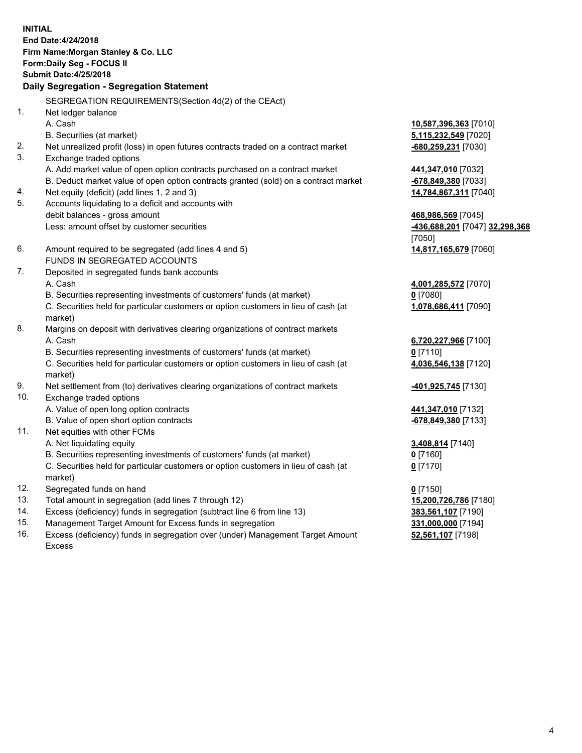**INITIAL**
**End Date:4/24/2018**
**Firm Name:Morgan Stanley & Co. LLC**
**Form:Daily Seg - FOCUS II**
**Submit Date:4/25/2018**

**Daily Segregation - Segregation Statement**

| | | |
|---|---|---|
| | SEGREGATION REQUIREMENTS(Section 4d(2) of the CEAct) | |
| 1. | Net ledger balance | |
| | A. Cash | **10,587,396,363** [7010] |
| | B. Securities (at market) | **5,115,232,549** [7020] |
| 2. | Net unrealized profit (loss) in open futures contracts traded on a contract market | **-680,259,231** [7030] |
| 3. | Exchange traded options | |
| | A. Add market value of open option contracts purchased on a contract market | **441,347,010** [7032] |
| | B. Deduct market value of open option contracts granted (sold) on a contract market | **-678,849,380** [7033] |
| 4. | Net equity (deficit) (add lines 1, 2 and 3) | **14,784,867,311** [7040] |
| 5. | Accounts liquidating to a deficit and accounts with debit balances - gross amount | **468,986,569** [7045] |
| | Less: amount offset by customer securities | **-436,688,201** [7047] **32,298,368** [7050] |
| 6. | Amount required to be segregated (add lines 4 and 5) | **14,817,165,679** [7060] |
| | FUNDS IN SEGREGATED ACCOUNTS | |
| 7. | Deposited in segregated funds bank accounts | |
| | A. Cash | **4,001,285,572** [7070] |
| | B. Securities representing investments of customers' funds (at market) | **0** [7080] |
| | C. Securities held for particular customers or option customers in lieu of cash (at market) | **1,078,686,411** [7090] |
| 8. | Margins on deposit with derivatives clearing organizations of contract markets | |
| | A. Cash | **6,720,227,966** [7100] |
| | B. Securities representing investments of customers' funds (at market) | **0** [7110] |
| | C. Securities held for particular customers or option customers in lieu of cash (at market) | **4,036,546,138** [7120] |
| 9. | Net settlement from (to) derivatives clearing organizations of contract markets | **-401,925,745** [7130] |
| 10. | Exchange traded options | |
| | A. Value of open long option contracts | **441,347,010** [7132] |
| | B. Value of open short option contracts | **-678,849,380** [7133] |
| 11. | Net equities with other FCMs | |
| | A. Net liquidating equity | **3,408,814** [7140] |
| | B. Securities representing investments of customers' funds (at market) | **0** [7160] |
| | C. Securities held for particular customers or option customers in lieu of cash (at market) | **0** [7170] |
| 12. | Segregated funds on hand | **0** [7150] |
| 13. | Total amount in segregation (add lines 7 through 12) | **15,200,726,786** [7180] |
| 14. | Excess (deficiency) funds in segregation (subtract line 6 from line 13) | **383,561,107** [7190] |
| 15. | Management Target Amount for Excess funds in segregation | **331,000,000** [7194] |
| 16. | Excess (deficiency) funds in segregation over (under) Management Target Amount Excess | **52,561,107** [7198] |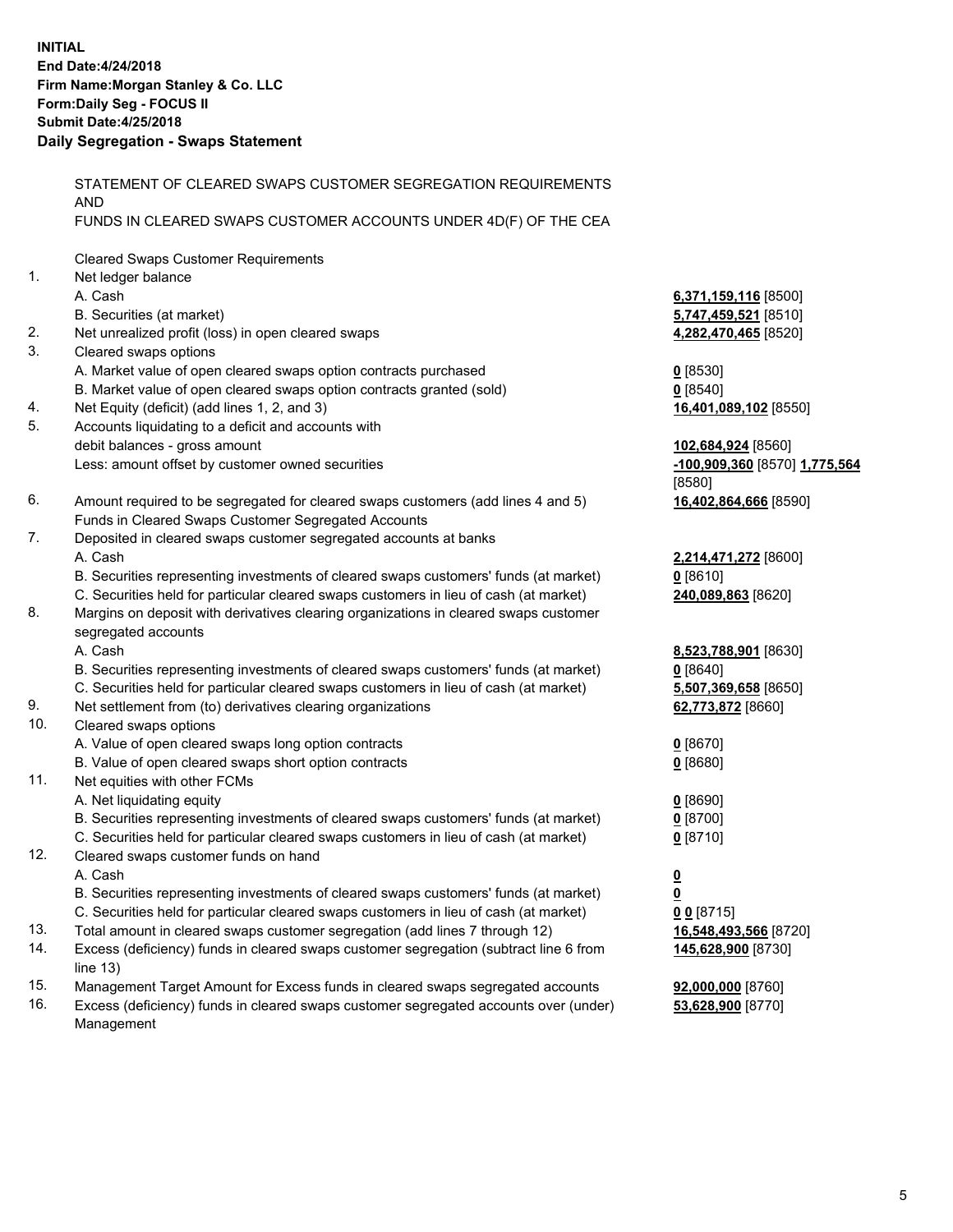**INITIAL**
**End Date:4/24/2018**
**Firm Name:Morgan Stanley & Co. LLC**
**Form:Daily Seg - FOCUS II**
**Submit Date:4/25/2018**
**Daily Segregation - Swaps Statement**

STATEMENT OF CLEARED SWAPS CUSTOMER SEGREGATION REQUIREMENTS AND FUNDS IN CLEARED SWAPS CUSTOMER ACCOUNTS UNDER 4D(F) OF THE CEA

| | | |
|---|---|---|
| | Cleared Swaps Customer Requirements | |
| 1. | Net ledger balance | |
| | A. Cash | **6,371,159,116** [8500] |
| | B. Securities (at market) | **5,747,459,521** [8510] |
| 2. | Net unrealized profit (loss) in open cleared swaps | **4,282,470,465** [8520] |
| 3. | Cleared swaps options | |
| | A. Market value of open cleared swaps option contracts purchased | **0** [8530] |
| | B. Market value of open cleared swaps option contracts granted (sold) | **0** [8540] |
| 4. | Net Equity (deficit) (add lines 1, 2, and 3) | **16,401,089,102** [8550] |
| 5. | Accounts liquidating to a deficit and accounts with debit balances - gross amount | **102,684,924** [8560] |
| | Less: amount offset by customer owned securities | **-100,909,360** [8570] **1,775,564** [8580] |
| 6. | Amount required to be segregated for cleared swaps customers (add lines 4 and 5) | **16,402,864,666** [8590] |
| | Funds in Cleared Swaps Customer Segregated Accounts | |
| 7. | Deposited in cleared swaps customer segregated accounts at banks | |
| | A. Cash | **2,214,471,272** [8600] |
| | B. Securities representing investments of cleared swaps customers' funds (at market) | **0** [8610] |
| | C. Securities held for particular cleared swaps customers in lieu of cash (at market) | **240,089,863** [8620] |
| 8. | Margins on deposit with derivatives clearing organizations in cleared swaps customer segregated accounts | |
| | A. Cash | **8,523,788,901** [8630] |
| | B. Securities representing investments of cleared swaps customers' funds (at market) | **0** [8640] |
| | C. Securities held for particular cleared swaps customers in lieu of cash (at market) | **5,507,369,658** [8650] |
| 9. | Net settlement from (to) derivatives clearing organizations | **62,773,872** [8660] |
| 10. | Cleared swaps options | |
| | A. Value of open cleared swaps long option contracts | **0** [8670] |
| | B. Value of open cleared swaps short option contracts | **0** [8680] |
| 11. | Net equities with other FCMs | |
| | A. Net liquidating equity | **0** [8690] |
| | B. Securities representing investments of cleared swaps customers' funds (at market) | **0** [8700] |
| | C. Securities held for particular cleared swaps customers in lieu of cash (at market) | **0** [8710] |
| 12. | Cleared swaps customer funds on hand | |
| | A. Cash | **0** |
| | B. Securities representing investments of cleared swaps customers' funds (at market) | **0** |
| | C. Securities held for particular cleared swaps customers in lieu of cash (at market) | **0** **0** [8715] |
| 13. | Total amount in cleared swaps customer segregation (add lines 7 through 12) | **16,548,493,566** [8720] |
| 14. | Excess (deficiency) funds in cleared swaps customer segregation (subtract line 6 from line 13) | **145,628,900** [8730] |
| 15. | Management Target Amount for Excess funds in cleared swaps segregated accounts | **92,000,000** [8760] |
| 16. | Excess (deficiency) funds in cleared swaps customer segregated accounts over (under) Management | **53,628,900** [8770] |